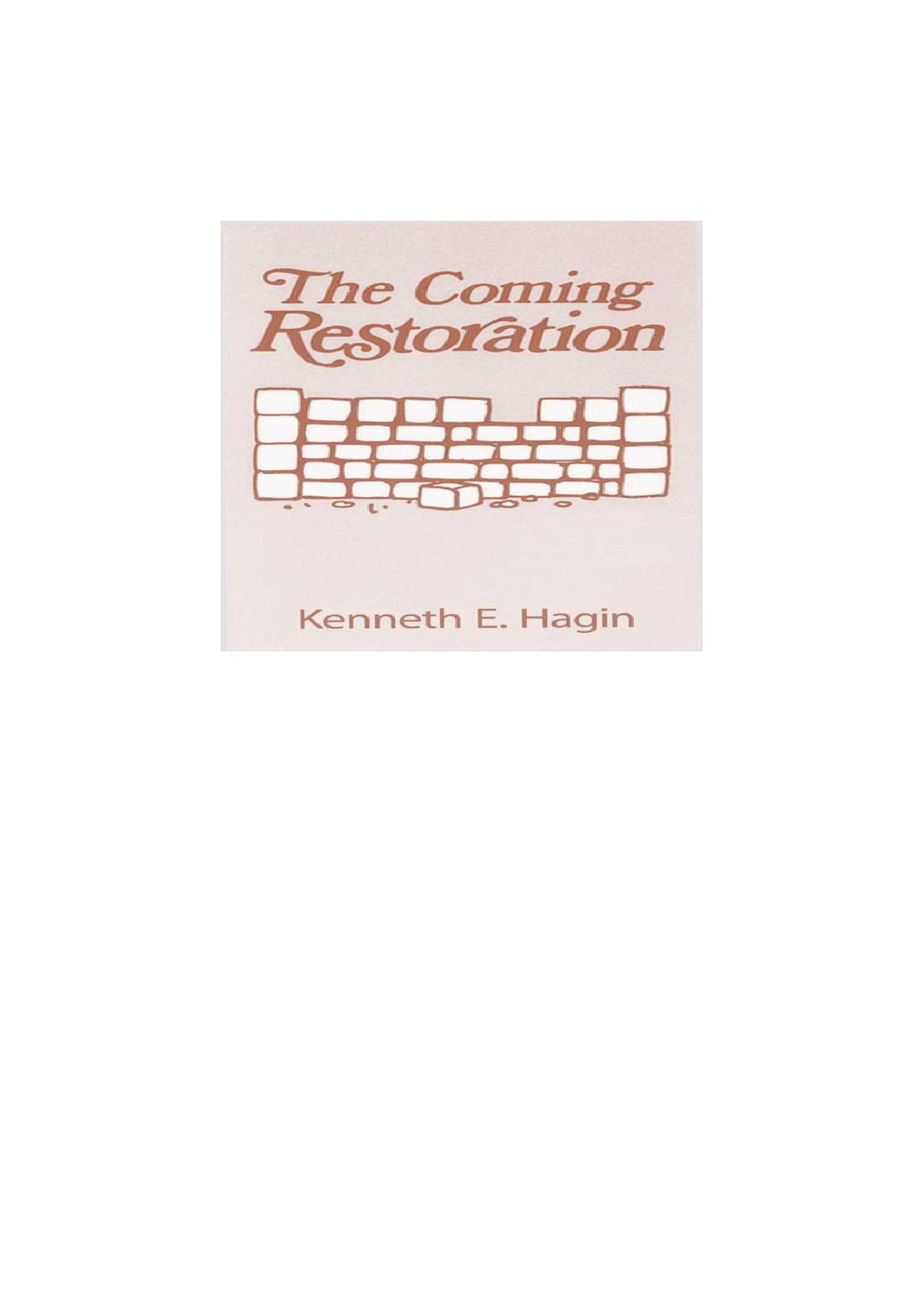# The Coming Restoration

Kenneth E. Hagin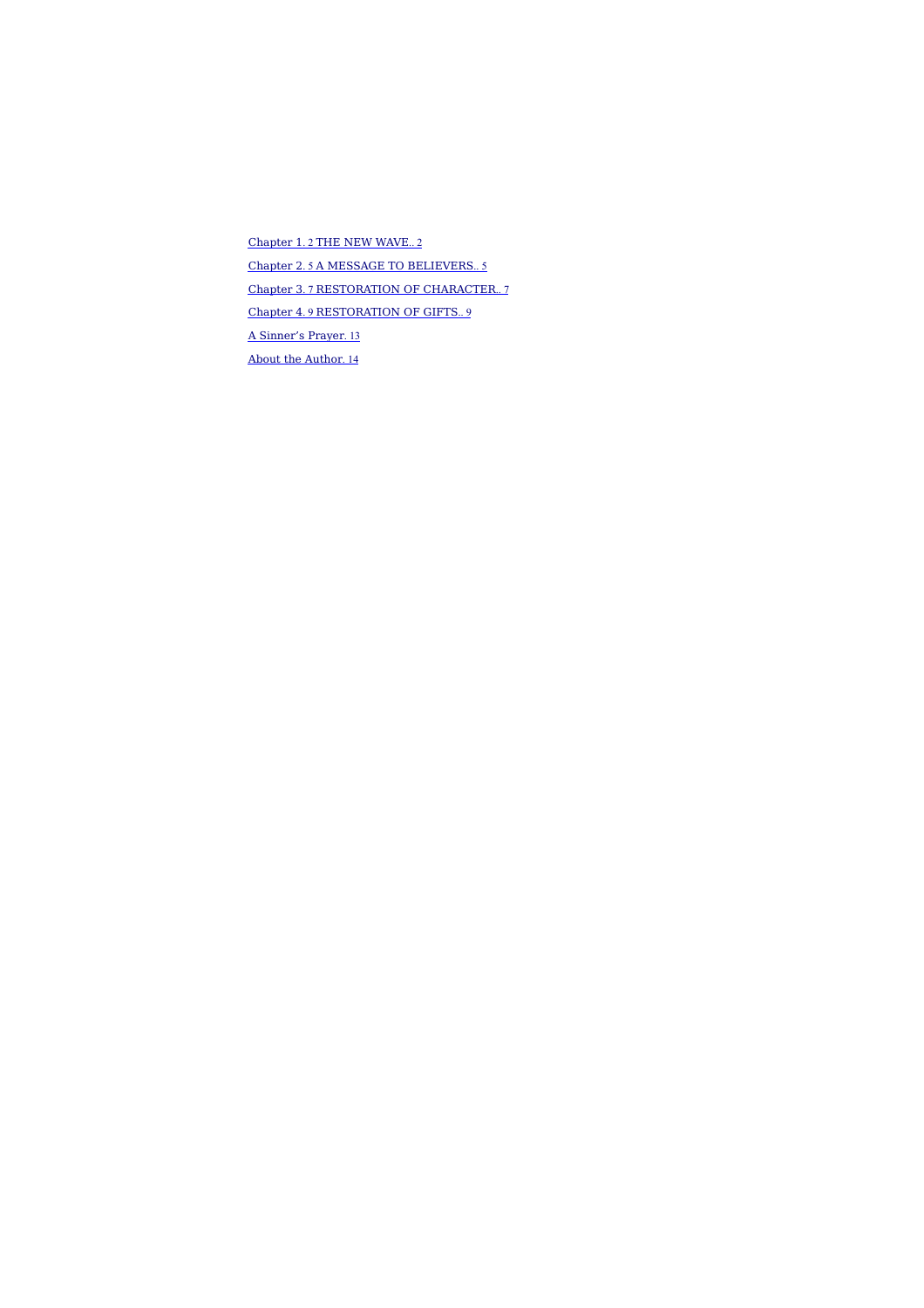Chapter 1. 2 THE NEW WAVE.. 2

Chapter 2. 5 A MESSAGE TO BELIEVERS.. 5

Chapter 3. 7 RESTORATION OF CHARACTER.. 7

Chapter 4. 9 RESTORATION OF GIFTS.. 9

A Sinner's Prayer. 13

About the Author. 14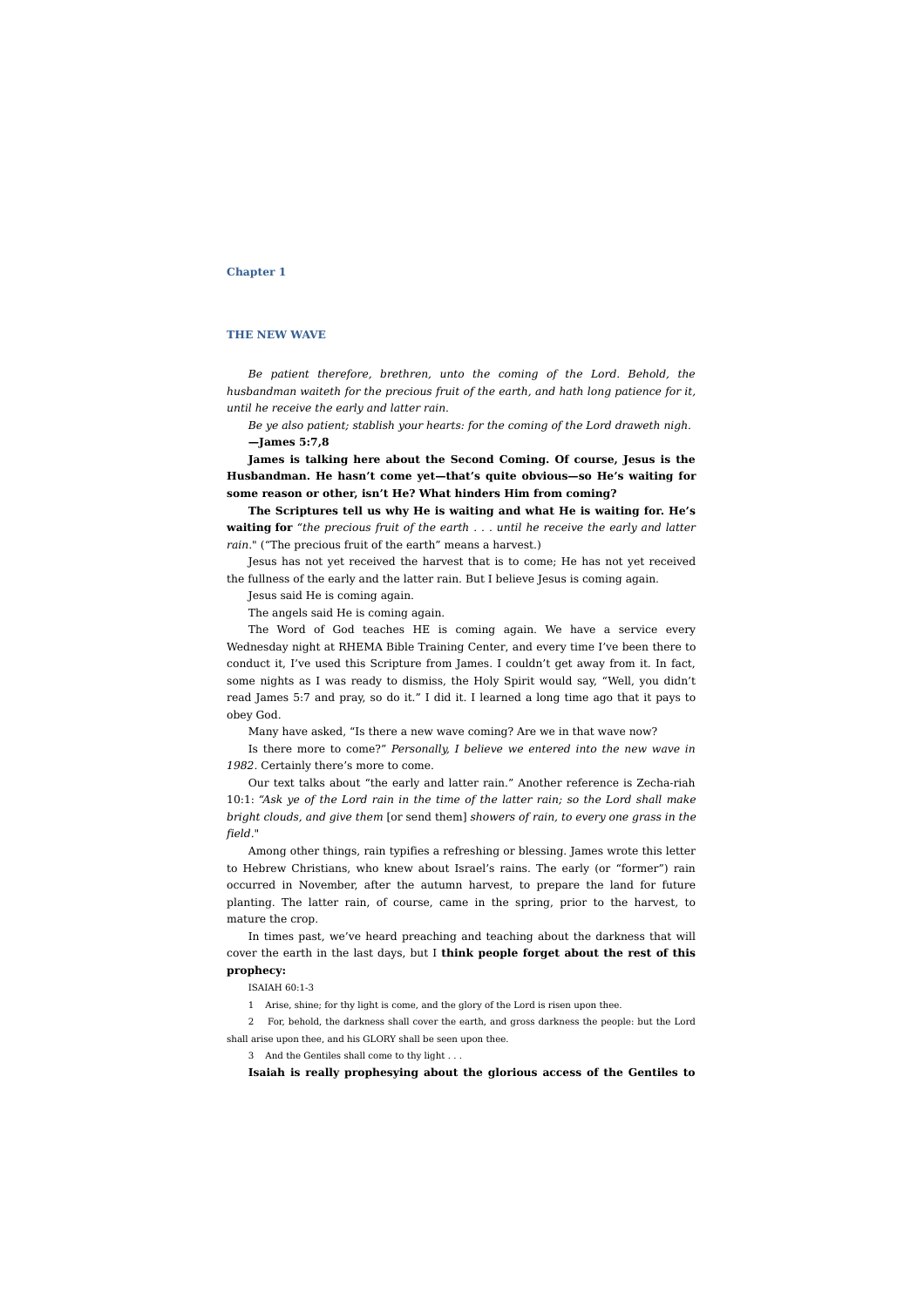## Chapter 1

## THE NEW WAVE

*Be patient therefore, brethren, unto the coming of the Lord. Behold, the husbandman waiteth for the precious fruit of the earth, and hath long patience for it, until he receive the early and latter rain.*

*Be ye also patient; stablish your hearts: for the coming of the Lord draweth nigh.*
**—James 5:7,8**

**James is talking here about the Second Coming. Of course, Jesus is the Husbandman. He hasn't come yet—that's quite obvious—so He's waiting for some reason or other, isn't He? What hinders Him from coming?**

**The Scriptures tell us why He is waiting and what He is waiting for. He's waiting for** *"the precious fruit of the earth . . . until he receive the early and latter rain.*" ("The precious fruit of the earth" means a harvest.)

Jesus has not yet received the harvest that is to come; He has not yet received the fullness of the early and the latter rain. But I believe Jesus is coming again.

Jesus said He is coming again.

The angels said He is coming again.

The Word of God teaches HE is coming again. We have a service every Wednesday night at RHEMA Bible Training Center, and every time I've been there to conduct it, I've used this Scripture from James. I couldn't get away from it. In fact, some nights as I was ready to dismiss, the Holy Spirit would say, "Well, you didn't read James 5:7 and pray, so do it." I did it. I learned a long time ago that it pays to obey God.

Many have asked, "Is there a new wave coming? Are we in that wave now?

Is there more to come?" *Personally, I believe we entered into the new wave in 1982*. Certainly there's more to come.

Our text talks about "the early and latter rain." Another reference is Zecha-riah 10:1: *"Ask ye of the Lord rain in the time of the latter rain; so the Lord shall make bright clouds, and give them* [or send them] *showers of rain, to every one grass in the field*."

Among other things, rain typifies a refreshing or blessing. James wrote this letter to Hebrew Christians, who knew about Israel's rains. The early (or "former") rain occurred in November, after the autumn harvest, to prepare the land for future planting. The latter rain, of course, came in the spring, prior to the harvest, to mature the crop.

In times past, we've heard preaching and teaching about the darkness that will cover the earth in the last days, but I **think people forget about the rest of this prophecy:**

ISAIAH 60:1-3

1 Arise, shine; for thy light is come, and the glory of the Lord is risen upon thee.

2 For, behold, the darkness shall cover the earth, and gross darkness the people: but the Lord shall arise upon thee, and his GLORY shall be seen upon thee.

3 And the Gentiles shall come to thy light . . .

**Isaiah is really prophesying about the glorious access of the Gentiles to**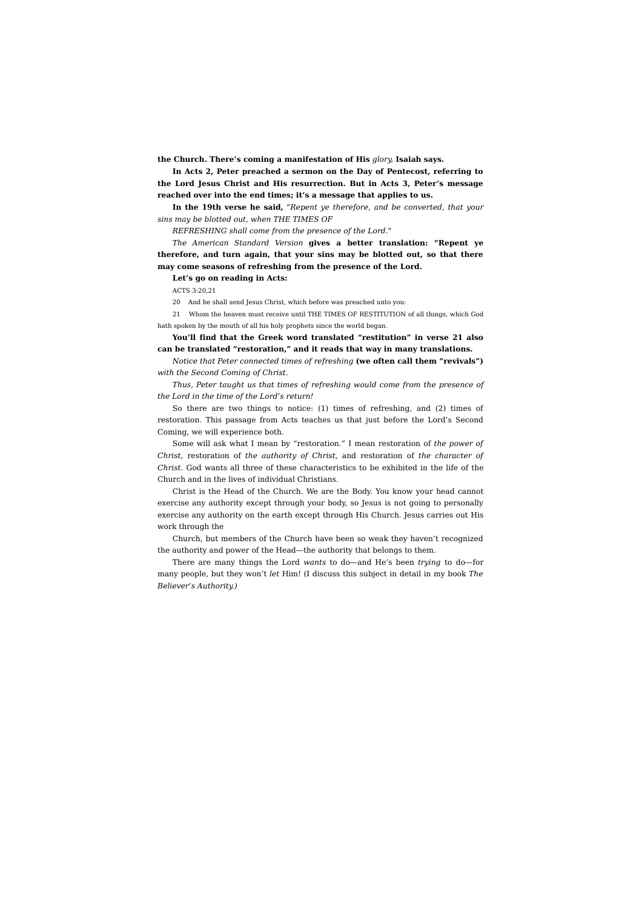**the Church. There's coming a manifestation of His** *glory,* **Isaiah says.**

**In Acts 2, Peter preached a sermon on the Day of Pentecost, referring to the Lord Jesus Christ and His resurrection. But in Acts 3, Peter's message reached over into the end times; it's a message that applies to us.**

**In the 19th verse he said,** *"Repent ye therefore, and be converted, that your sins may be blotted out, when THE TIMES OF*

*REFRESHING shall come from the presence of the Lord.*"

*The American Standard Version* **gives a better translation: "Repent ye therefore, and turn again, that your sins may be blotted out, so that there may come seasons of refreshing from the presence of the Lord.**

**Let's go on reading in Acts:**

ACTS 3:20,21

20 And he shall send Jesus Christ, which before was preached unto you:

21 Whom the heaven must receive until THE TIMES OF RESTITUTION of all things, which God hath spoken by the mouth of all his holy prophets since the world began.

**You'll find that the Greek word translated "restitution" in verse 21 also can be translated "restoration," and it reads that way in many translations.**

*Notice that Peter connected times of refreshing* **(we often call them "revivals")** *with the Second Coming of Christ.*

*Thus, Peter taught us that times of refreshing would come from the presence of the Lord in the time of the Lord's return!*

So there are two things to notice: (1) times of refreshing, and (2) times of restoration. This passage from Acts teaches us that just before the Lord's Second Coming, we will experience both.

Some will ask what I mean by "restoration." I mean restoration of *the power of Christ*, restoration of *the authority of Christ,* and restoration of *the character of Christ.* God wants all three of these characteristics to be exhibited in the life of the Church and in the lives of individual Christians.

Christ is the Head of the Church. We are the Body. You know your head cannot exercise any authority except through your body, so Jesus is not going to personally exercise any authority on the earth except through His Church. Jesus carries out His work through the

Church, but members of the Church have been so weak they haven't recognized the authority and power of the Head—the authority that belongs to them.

There are many things the Lord *wants* to do—and He's been *trying* to do—for many people, but they won't *let* Him! (I discuss this subject in detail in my book *The Believer's Authority.)*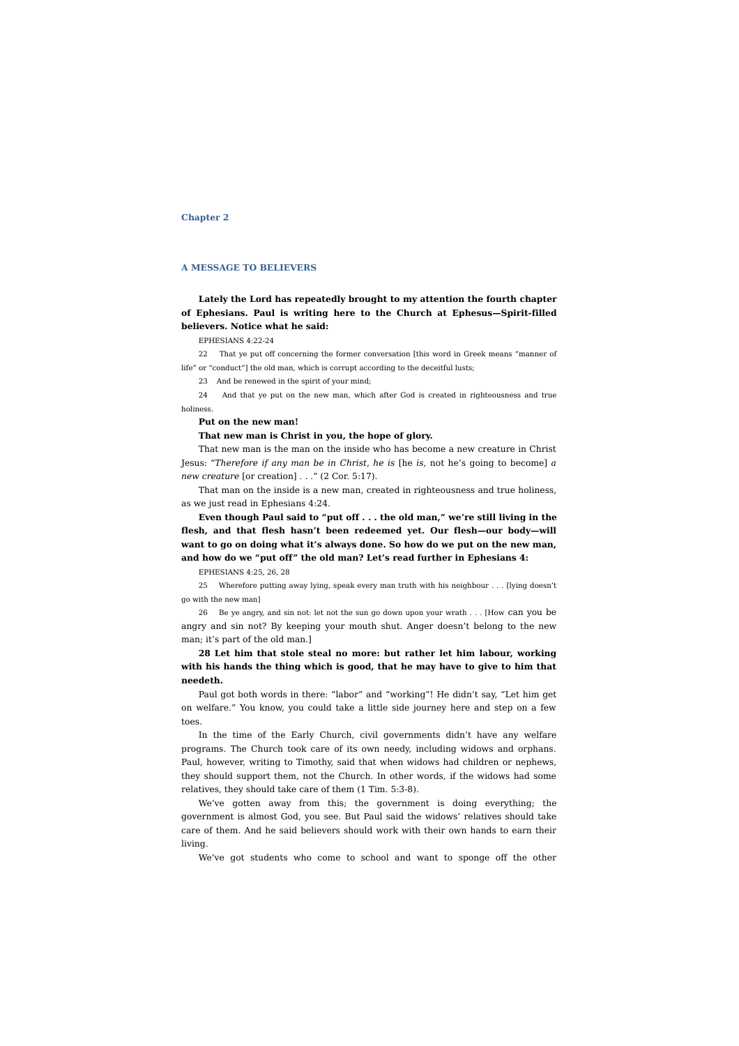## Chapter 2

## A MESSAGE TO BELIEVERS

**Lately the Lord has repeatedly brought to my attention the fourth chapter of Ephesians. Paul is writing here to the Church at Ephesus—Spirit-filled believers. Notice what he said:**

EPHESIANS 4:22-24

22 That ye put off concerning the former conversation [this word in Greek means "manner of life" or "conduct"] the old man, which is corrupt according to the deceitful lusts;

23 And be renewed in the spirit of your mind;

24 And that ye put on the new man, which after God is created in righteousness and true holiness.

**Put on the new man!**

**That new man is Christ in you, the hope of glory.**

That new man is the man on the inside who has become a new creature in Christ Jesus: *"Therefore if any man be in Christ, he is* [he *is,* not he's going to become] *a new creature* [or creation] . . ." (2 Cor. 5:17).

That man on the inside is a new man, created in righteousness and true holiness, as we just read in Ephesians 4:24.

**Even though Paul said to "put off . . . the old man," we're still living in the flesh, and that flesh hasn't been redeemed yet. Our flesh—our body—will want to go on doing what it's always done. So how do we put on the new man, and how do we "put off" the old man? Let's read further in Ephesians 4:**

EPHESIANS 4:25, 26, 28

25 Wherefore putting away lying, speak every man truth with his neighbour . . . [lying doesn't go with the new man]

26 Be ye angry, and sin not: let not the sun go down upon your wrath . . . [How can you be angry and sin not? By keeping your mouth shut. Anger doesn't belong to the new man; it's part of the old man.]

**28 Let him that stole steal no more: but rather let him labour, working with his hands the thing which is good, that he may have to give to him that needeth.**

Paul got both words in there: "labor" and "working"! He didn't say, "Let him get on welfare." You know, you could take a little side journey here and step on a few toes.

In the time of the Early Church, civil governments didn't have any welfare programs. The Church took care of its own needy, including widows and orphans. Paul, however, writing to Timothy, said that when widows had children or nephews, they should support them, not the Church. In other words, if the widows had some relatives, they should take care of them (1 Tim. 5:3-8).

We've gotten away from this; the government is doing everything; the government is almost God, you see. But Paul said the widows' relatives should take care of them. And he said believers should work with their own hands to earn their living.

We've got students who come to school and want to sponge off the other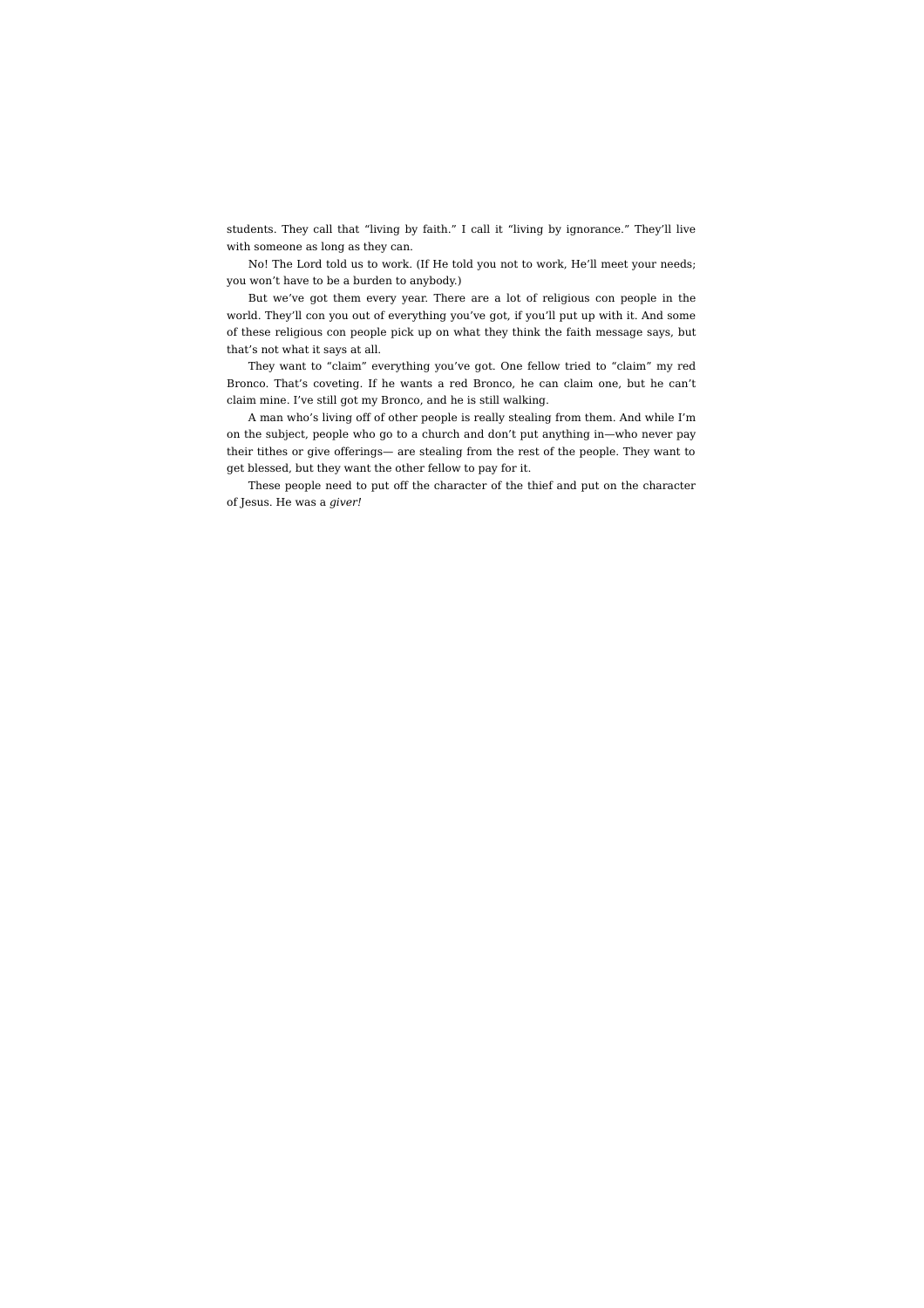students. They call that “living by faith.” I call it “living by ignorance.” They’ll live with someone as long as they can.

No! The Lord told us to work. (If He told you not to work, He’ll meet your needs; you won’t have to be a burden to anybody.)

But we’ve got them every year. There are a lot of religious con people in the world. They’ll con you out of everything you’ve got, if you’ll put up with it. And some of these religious con people pick up on what they think the faith message says, but that’s not what it says at all.

They want to “claim” everything you’ve got. One fellow tried to “claim” my red Bronco. That’s coveting. If he wants a red Bronco, he can claim one, but he can’t claim mine. I’ve still got my Bronco, and he is still walking.

A man who’s living off of other people is really stealing from them. And while I’m on the subject, people who go to a church and don’t put anything in—who never pay their tithes or give offerings— are stealing from the rest of the people. They want to get blessed, but they want the other fellow to pay for it.

These people need to put off the character of the thief and put on the character of Jesus. He was a *giver!*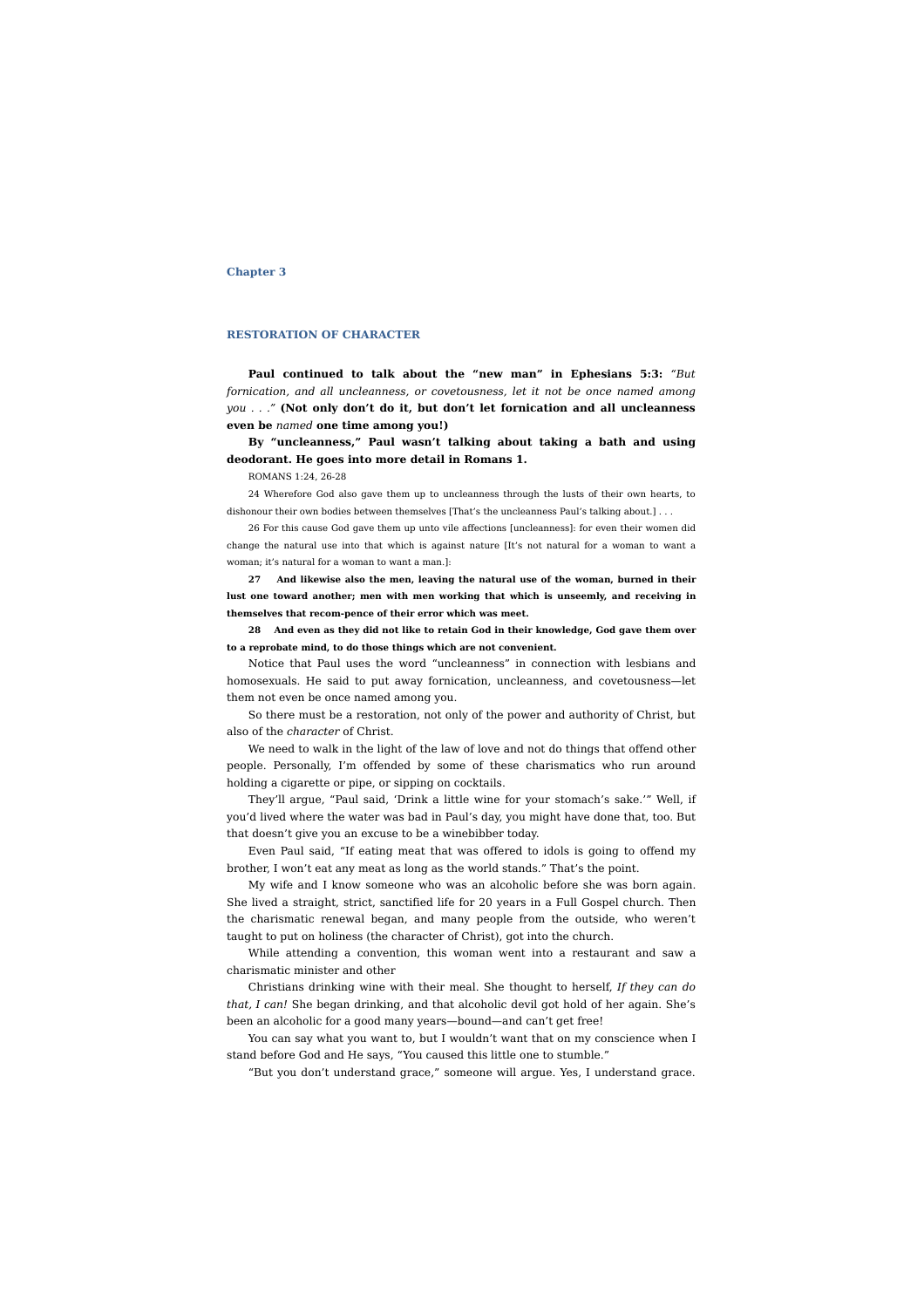## Chapter 3

## RESTORATION OF CHARACTER

**Paul continued to talk about the "new man" in Ephesians 5:3:** *"But fornication, and all uncleanness, or covetousness, let it not be once named among you . . ."* **(Not only don't do it, but don't let fornication and all uncleanness even be** *named* **one time among you!)**

**By "uncleanness," Paul wasn't talking about taking a bath and using deodorant. He goes into more detail in Romans 1.**

ROMANS 1:24, 26-28

24 Wherefore God also gave them up to uncleanness through the lusts of their own hearts, to dishonour their own bodies between themselves [That's the uncleanness Paul's talking about.] . . .

26 For this cause God gave them up unto vile affections [uncleanness]: for even their women did change the natural use into that which is against nature [It's not natural for a woman to want a woman; it's natural for a woman to want a man.]:

**27 And likewise also the men, leaving the natural use of the woman, burned in their lust one toward another; men with men working that which is unseemly, and receiving in themselves that recom-pence of their error which was meet.**

**28 And even as they did not like to retain God in their knowledge, God gave them over to a reprobate mind, to do those things which are not convenient.**

Notice that Paul uses the word "uncleanness" in connection with lesbians and homosexuals. He said to put away fornication, uncleanness, and covetousness—let them not even be once named among you.

So there must be a restoration, not only of the power and authority of Christ, but also of the *character* of Christ.

We need to walk in the light of the law of love and not do things that offend other people. Personally, I'm offended by some of these charismatics who run around holding a cigarette or pipe, or sipping on cocktails.

They'll argue, "Paul said, 'Drink a little wine for your stomach's sake.'" Well, if you'd lived where the water was bad in Paul's day, you might have done that, too. But that doesn't give you an excuse to be a winebibber today.

Even Paul said, "If eating meat that was offered to idols is going to offend my brother, I won't eat any meat as long as the world stands." That's the point.

My wife and I know someone who was an alcoholic before she was born again. She lived a straight, strict, sanctified life for 20 years in a Full Gospel church. Then the charismatic renewal began, and many people from the outside, who weren't taught to put on holiness (the character of Christ), got into the church.

While attending a convention, this woman went into a restaurant and saw a charismatic minister and other

Christians drinking wine with their meal. She thought to herself, *If they can do that, I can!* She began drinking, and that alcoholic devil got hold of her again. She's been an alcoholic for a good many years—bound—and can't get free!

You can say what you want to, but I wouldn't want that on my conscience when I stand before God and He says, "You caused this little one to stumble."

"But you don't understand grace," someone will argue. Yes, I understand grace.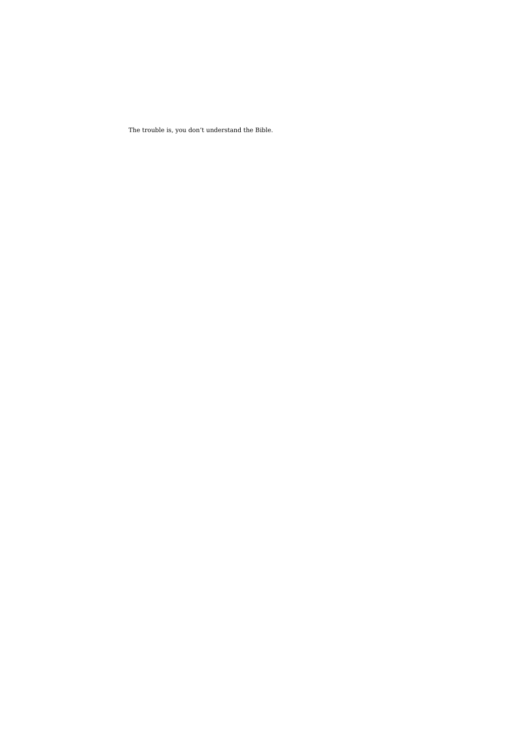The trouble is, you don’t understand the Bible.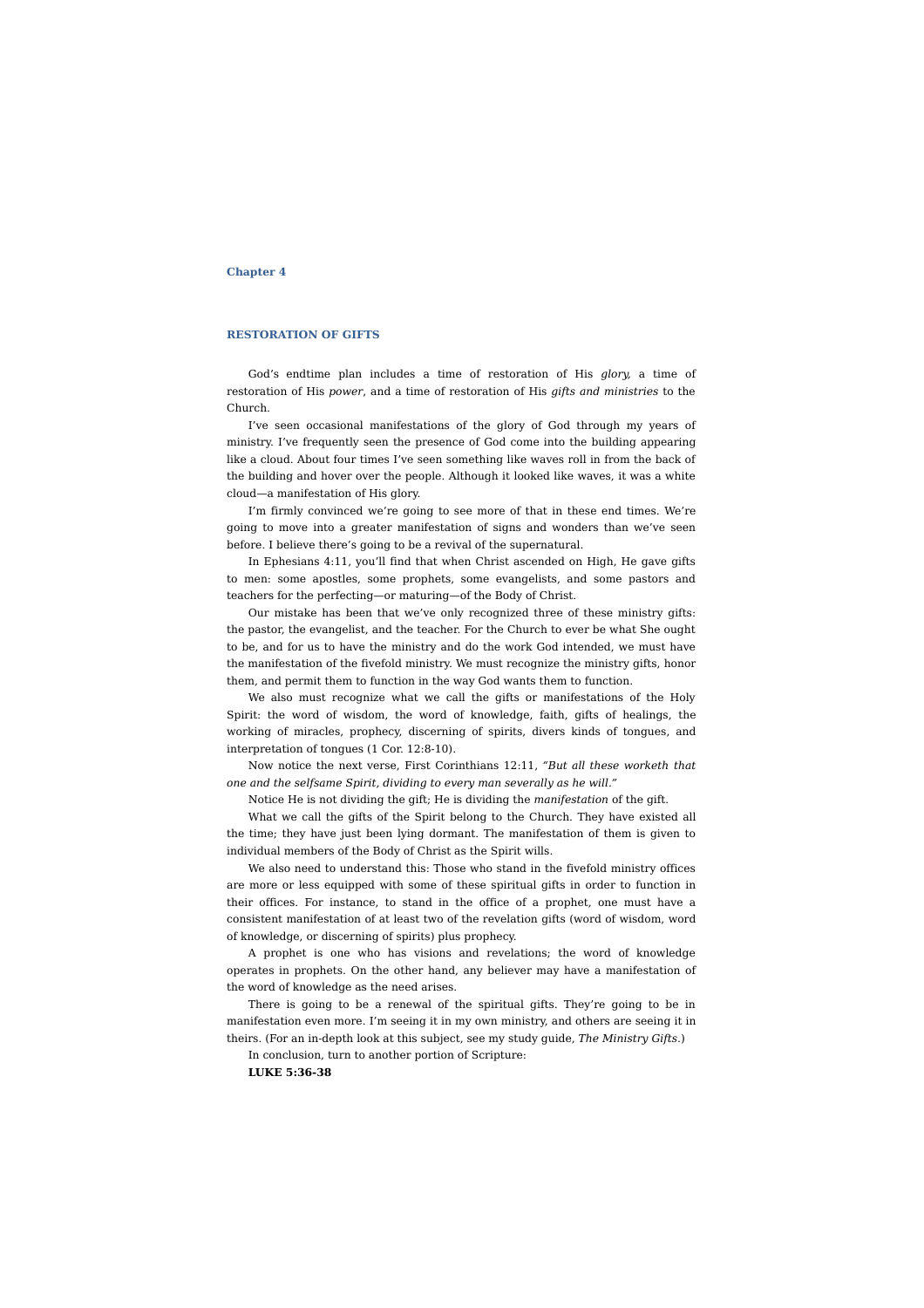## Chapter 4

## RESTORATION OF GIFTS

God's endtime plan includes a time of restoration of His *glory*, a time of restoration of His *power*, and a time of restoration of His *gifts and ministries* to the Church.

I've seen occasional manifestations of the glory of God through my years of ministry. I've frequently seen the presence of God come into the building appearing like a cloud. About four times I've seen something like waves roll in from the back of the building and hover over the people. Although it looked like waves, it was a white cloud—a manifestation of His glory.

I'm firmly convinced we're going to see more of that in these end times. We're going to move into a greater manifestation of signs and wonders than we've seen before. I believe there's going to be a revival of the supernatural.

In Ephesians 4:11, you'll find that when Christ ascended on High, He gave gifts to men: some apostles, some prophets, some evangelists, and some pastors and teachers for the perfecting—or maturing—of the Body of Christ.

Our mistake has been that we've only recognized three of these ministry gifts: the pastor, the evangelist, and the teacher. For the Church to ever be what She ought to be, and for us to have the ministry and do the work God intended, we must have the manifestation of the fivefold ministry. We must recognize the ministry gifts, honor them, and permit them to function in the way God wants them to function.

We also must recognize what we call the gifts or manifestations of the Holy Spirit: the word of wisdom, the word of knowledge, faith, gifts of healings, the working of miracles, prophecy, discerning of spirits, divers kinds of tongues, and interpretation of tongues (1 Cor. 12:8-10).

Now notice the next verse, First Corinthians 12:11, *"But all these worketh that one and the selfsame Spirit, dividing to every man severally as he will."*

Notice He is not dividing the gift; He is dividing the *manifestation* of the gift.

What we call the gifts of the Spirit belong to the Church. They have existed all the time; they have just been lying dormant. The manifestation of them is given to individual members of the Body of Christ as the Spirit wills.

We also need to understand this: Those who stand in the fivefold ministry offices are more or less equipped with some of these spiritual gifts in order to function in their offices. For instance, to stand in the office of a prophet, one must have a consistent manifestation of at least two of the revelation gifts (word of wisdom, word of knowledge, or discerning of spirits) plus prophecy.

A prophet is one who has visions and revelations; the word of knowledge operates in prophets. On the other hand, any believer may have a manifestation of the word of knowledge as the need arises.

There is going to be a renewal of the spiritual gifts. They're going to be in manifestation even more. I'm seeing it in my own ministry, and others are seeing it in theirs. (For an in-depth look at this subject, see my study guide, *The Ministry Gifts*.)

In conclusion, turn to another portion of Scripture:

**LUKE 5:36-38**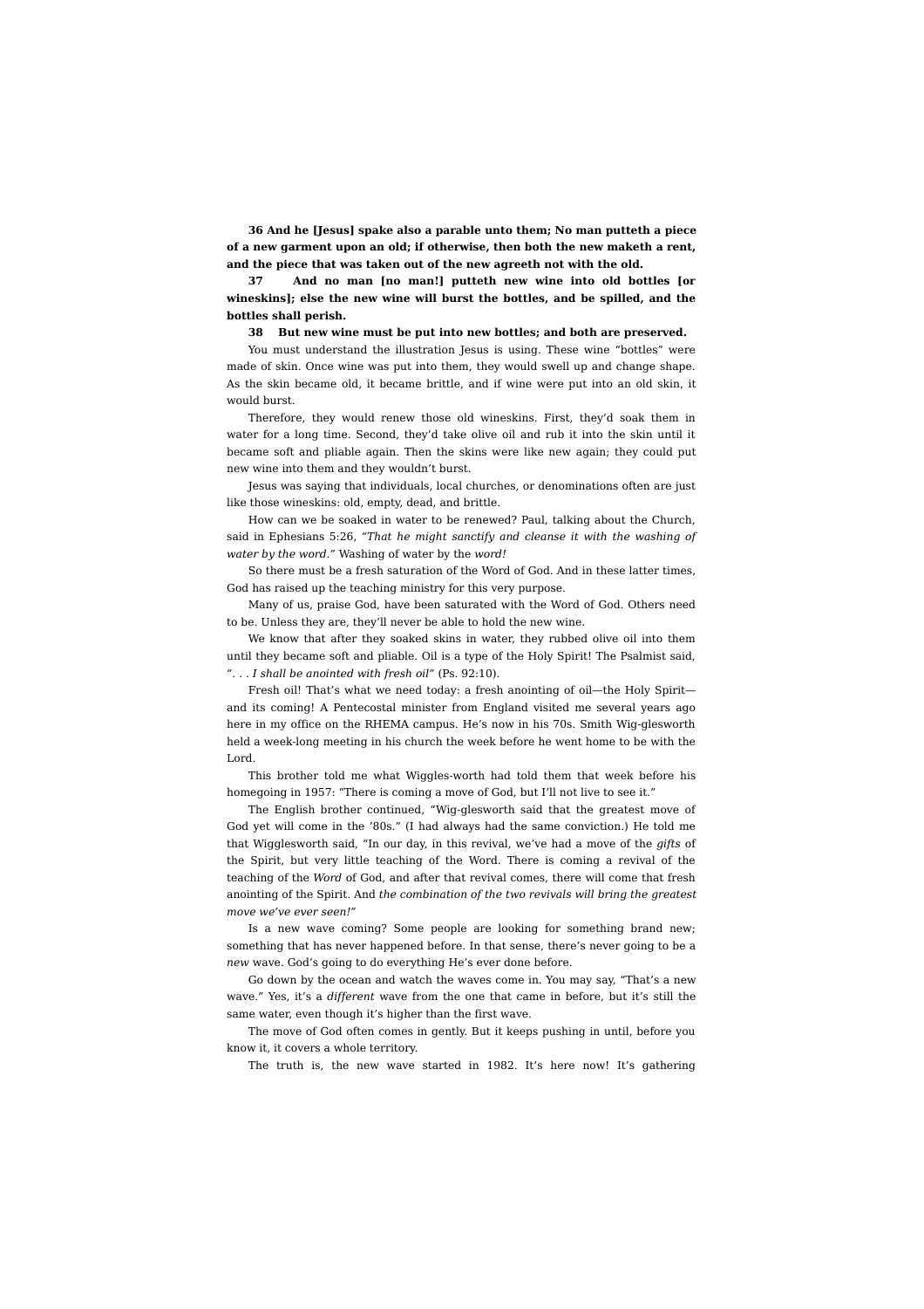**36 And he [Jesus] spake also a parable unto them; No man putteth a piece of a new garment upon an old; if otherwise, then both the new maketh a rent, and the piece that was taken out of the new agreeth not with the old.**

**37 And no man [no man!] putteth new wine into old bottles [or wineskins]; else the new wine will burst the bottles, and be spilled, and the bottles shall perish.**

**38 But new wine must be put into new bottles; and both are preserved.**

You must understand the illustration Jesus is using. These wine "bottles" were made of skin. Once wine was put into them, they would swell up and change shape. As the skin became old, it became brittle, and if wine were put into an old skin, it would burst.

Therefore, they would renew those old wineskins. First, they'd soak them in water for a long time. Second, they'd take olive oil and rub it into the skin until it became soft and pliable again. Then the skins were like new again; they could put new wine into them and they wouldn't burst.

Jesus was saying that individuals, local churches, or denominations often are just like those wineskins: old, empty, dead, and brittle.

How can we be soaked in water to be renewed? Paul, talking about the Church, said in Ephesians 5:26, *"That he might sanctify and cleanse it with the washing of water by the word."* Washing of water by the *word!*

So there must be a fresh saturation of the Word of God. And in these latter times, God has raised up the teaching ministry for this very purpose.

Many of us, praise God, have been saturated with the Word of God. Others need to be. Unless they are, they'll never be able to hold the new wine.

We know that after they soaked skins in water, they rubbed olive oil into them until they became soft and pliable. Oil is a type of the Holy Spirit! The Psalmist said, *". . . I shall be anointed with fresh oil"* (Ps. 92:10).

Fresh oil! That's what we need today: a fresh anointing of oil—the Holy Spirit—and its coming! A Pentecostal minister from England visited me several years ago here in my office on the RHEMA campus. He's now in his 70s. Smith Wig-glesworth held a week-long meeting in his church the week before he went home to be with the Lord.

This brother told me what Wiggles-worth had told them that week before his homegoing in 1957: "There is coming a move of God, but I'll not live to see it."

The English brother continued, "Wig-glesworth said that the greatest move of God yet will come in the '80s." (I had always had the same conviction.) He told me that Wigglesworth said, "In our day, in this revival, we've had a move of the *gifts* of the Spirit, but very little teaching of the Word. There is coming a revival of the teaching of the *Word* of God, and after that revival comes, there will come that fresh anointing of the Spirit. And *the combination of the two revivals will bring the greatest move we've ever seen!"*

Is a new wave coming? Some people are looking for something brand new; something that has never happened before. In that sense, there's never going to be a *new* wave. God's going to do everything He's ever done before.

Go down by the ocean and watch the waves come in. You may say, "That's a new wave." Yes, it's a *different* wave from the one that came in before, but it's still the same water, even though it's higher than the first wave.

The move of God often comes in gently. But it keeps pushing in until, before you know it, it covers a whole territory.

The truth is, the new wave started in 1982. It's here now! It's gathering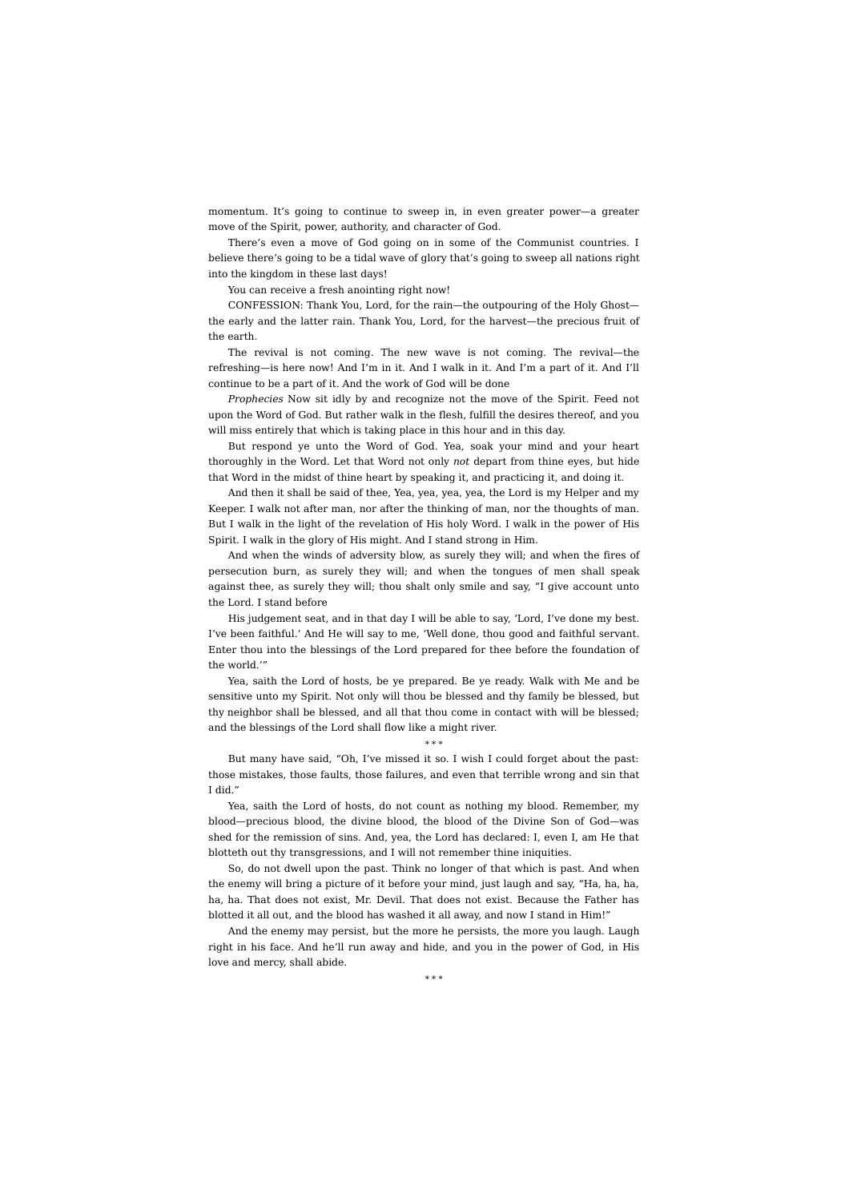momentum. It's going to continue to sweep in, in even greater power—a greater move of the Spirit, power, authority, and character of God.

There's even a move of God going on in some of the Communist countries. I believe there's going to be a tidal wave of glory that's going to sweep all nations right into the kingdom in these last days!

You can receive a fresh anointing right now!

CONFESSION: Thank You, Lord, for the rain—the outpouring of the Holy Ghost—the early and the latter rain. Thank You, Lord, for the harvest—the precious fruit of the earth.

The revival is not coming. The new wave is not coming. The revival—the refreshing—is here now! And I'm in it. And I walk in it. And I'm a part of it. And I'll continue to be a part of it. And the work of God will be done

*Prophecies* Now sit idly by and recognize not the move of the Spirit. Feed not upon the Word of God. But rather walk in the flesh, fulfill the desires thereof, and you will miss entirely that which is taking place in this hour and in this day.

But respond ye unto the Word of God. Yea, soak your mind and your heart thoroughly in the Word. Let that Word not only *not* depart from thine eyes, but hide that Word in the midst of thine heart by speaking it, and practicing it, and doing it.

And then it shall be said of thee, Yea, yea, yea, yea, the Lord is my Helper and my Keeper. I walk not after man, nor after the thinking of man, nor the thoughts of man. But I walk in the light of the revelation of His holy Word. I walk in the power of His Spirit. I walk in the glory of His might. And I stand strong in Him.

And when the winds of adversity blow, as surely they will; and when the fires of persecution burn, as surely they will; and when the tongues of men shall speak against thee, as surely they will; thou shalt only smile and say, "I give account unto the Lord. I stand before

His judgement seat, and in that day I will be able to say, 'Lord, I've done my best. I've been faithful.' And He will say to me, 'Well done, thou good and faithful servant. Enter thou into the blessings of the Lord prepared for thee before the foundation of the world.'"

Yea, saith the Lord of hosts, be ye prepared. Be ye ready. Walk with Me and be sensitive unto my Spirit. Not only will thou be blessed and thy family be blessed, but thy neighbor shall be blessed, and all that thou come in contact with will be blessed; and the blessings of the Lord shall flow like a might river.

\* \* \*

But many have said, "Oh, I've missed it so. I wish I could forget about the past: those mistakes, those faults, those failures, and even that terrible wrong and sin that I did."

Yea, saith the Lord of hosts, do not count as nothing my blood. Remember, my blood—precious blood, the divine blood, the blood of the Divine Son of God—was shed for the remission of sins. And, yea, the Lord has declared: I, even I, am He that blotteth out thy transgressions, and I will not remember thine iniquities.

So, do not dwell upon the past. Think no longer of that which is past. And when the enemy will bring a picture of it before your mind, just laugh and say, "Ha, ha, ha, ha, ha. That does not exist, Mr. Devil. That does not exist. Because the Father has blotted it all out, and the blood has washed it all away, and now I stand in Him!"

And the enemy may persist, but the more he persists, the more you laugh. Laugh right in his face. And he'll run away and hide, and you in the power of God, in His love and mercy, shall abide.

\* \* \*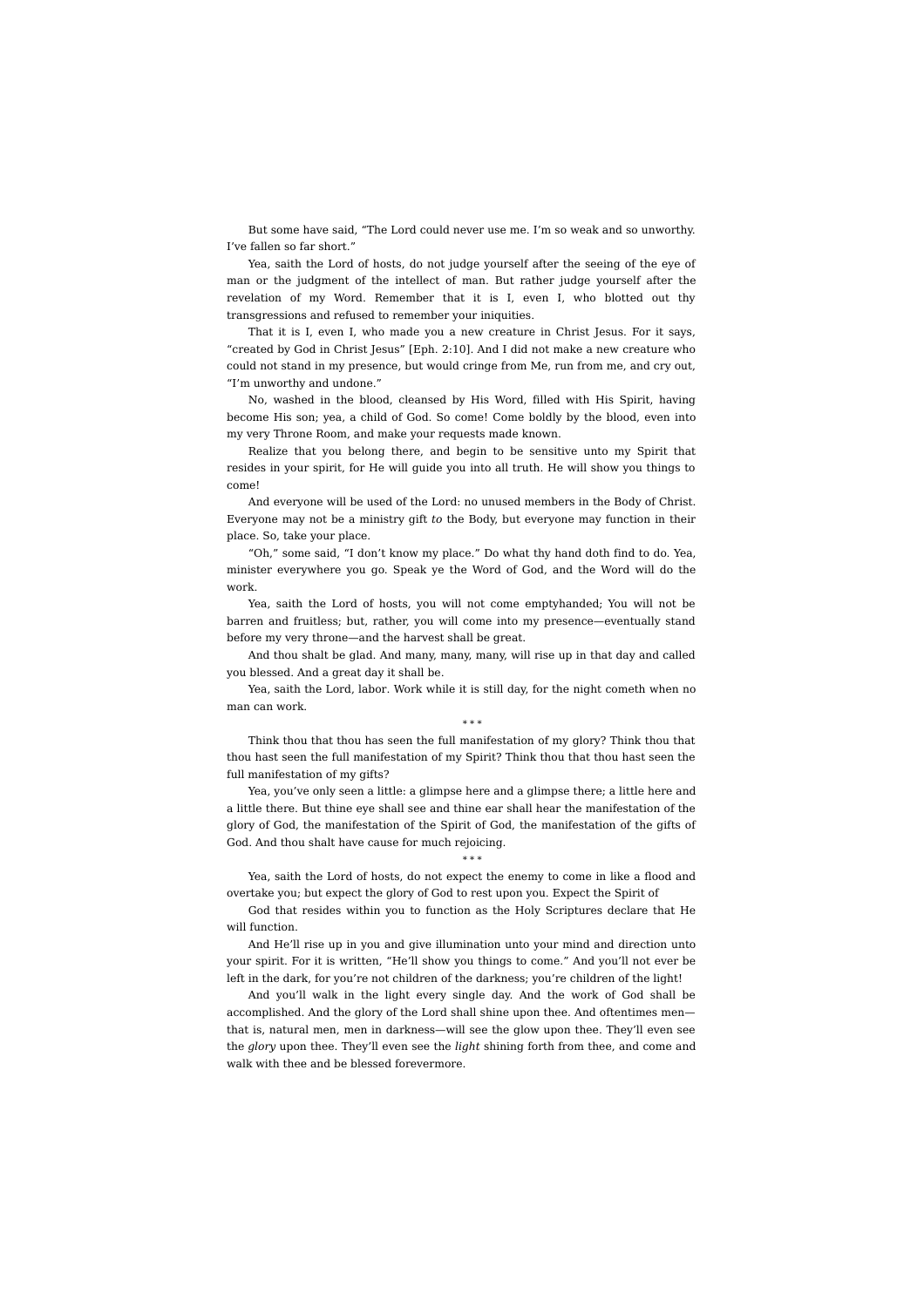But some have said, "The Lord could never use me. I'm so weak and so unworthy. I've fallen so far short."

Yea, saith the Lord of hosts, do not judge yourself after the seeing of the eye of man or the judgment of the intellect of man. But rather judge yourself after the revelation of my Word. Remember that it is I, even I, who blotted out thy transgressions and refused to remember your iniquities.

That it is I, even I, who made you a new creature in Christ Jesus. For it says, "created by God in Christ Jesus" [Eph. 2:10]. And I did not make a new creature who could not stand in my presence, but would cringe from Me, run from me, and cry out, "I'm unworthy and undone."

No, washed in the blood, cleansed by His Word, filled with His Spirit, having become His son; yea, a child of God. So come! Come boldly by the blood, even into my very Throne Room, and make your requests made known.

Realize that you belong there, and begin to be sensitive unto my Spirit that resides in your spirit, for He will guide you into all truth. He will show you things to come!

And everyone will be used of the Lord: no unused members in the Body of Christ. Everyone may not be a ministry gift *to* the Body, but everyone may function in their place. So, take your place.

"Oh," some said, "I don't know my place." Do what thy hand doth find to do. Yea, minister everywhere you go. Speak ye the Word of God, and the Word will do the work.

Yea, saith the Lord of hosts, you will not come emptyhanded; You will not be barren and fruitless; but, rather, you will come into my presence—eventually stand before my very throne—and the harvest shall be great.

And thou shalt be glad. And many, many, many, will rise up in that day and called you blessed. And a great day it shall be.

Yea, saith the Lord, labor. Work while it is still day, for the night cometh when no man can work.

\* \* \*

Think thou that thou has seen the full manifestation of my glory? Think thou that thou hast seen the full manifestation of my Spirit? Think thou that thou hast seen the full manifestation of my gifts?

Yea, you've only seen a little: a glimpse here and a glimpse there; a little here and a little there. But thine eye shall see and thine ear shall hear the manifestation of the glory of God, the manifestation of the Spirit of God, the manifestation of the gifts of God. And thou shalt have cause for much rejoicing.

\* \* \*

Yea, saith the Lord of hosts, do not expect the enemy to come in like a flood and overtake you; but expect the glory of God to rest upon you. Expect the Spirit of

God that resides within you to function as the Holy Scriptures declare that He will function.

And He'll rise up in you and give illumination unto your mind and direction unto your spirit. For it is written, "He'll show you things to come." And you'll not ever be left in the dark, for you're not children of the darkness; you're children of the light!

And you'll walk in the light every single day. And the work of God shall be accomplished. And the glory of the Lord shall shine upon thee. And oftentimes men—that is, natural men, men in darkness—will see the glow upon thee. They'll even see the *glory* upon thee. They'll even see the *light* shining forth from thee, and come and walk with thee and be blessed forevermore.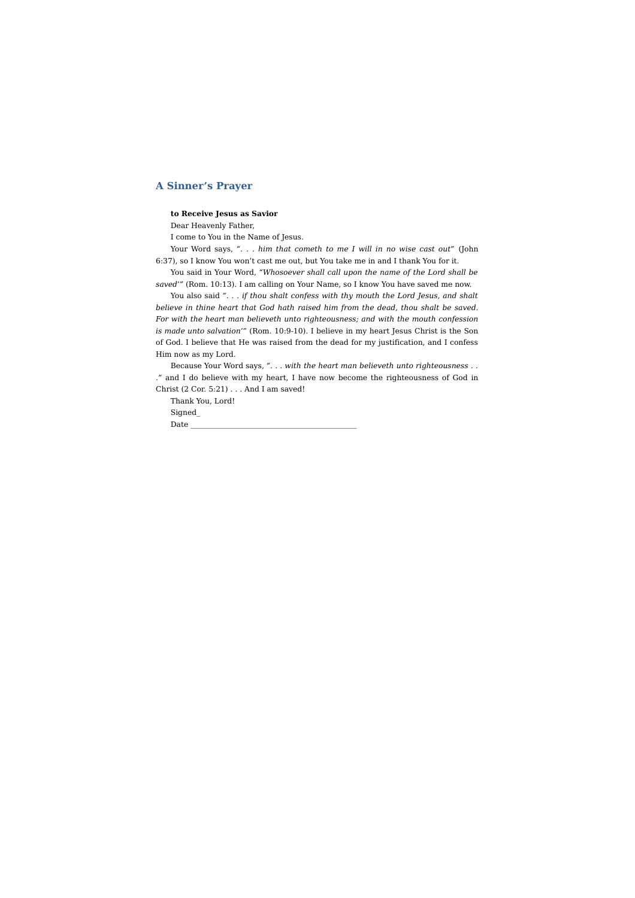## A Sinner's Prayer

**to Receive Jesus as Savior**

Dear Heavenly Father,

I come to You in the Name of Jesus.

Your Word says, *". . . him that cometh to me I will in no wise cast out"* (John 6:37), so I know You won't cast me out, but You take me in and I thank You for it.

You said in Your Word, *"Whosoever shall call upon the name of the Lord shall be saved'"* (Rom. 10:13). I am calling on Your Name, so I know You have saved me now.

You also said *". . . if thou shalt confess with thy mouth the Lord Jesus, and shalt believe in thine heart that God hath raised him from the dead, thou shalt be saved. For with the heart man believeth unto righteousness; and with the mouth confession is made unto salvation'"* (Rom. 10:9-10). I believe in my heart Jesus Christ is the Son of God. I believe that He was raised from the dead for my justification, and I confess Him now as my Lord.

Because Your Word says, *". . . with the heart man believeth unto righteousness . . ."* and I do believe with my heart, I have now become the righteousness of God in Christ (2 Cor. 5:21) . . . And I am saved!

Thank You, Lord!

Signed_

Date ________________________________________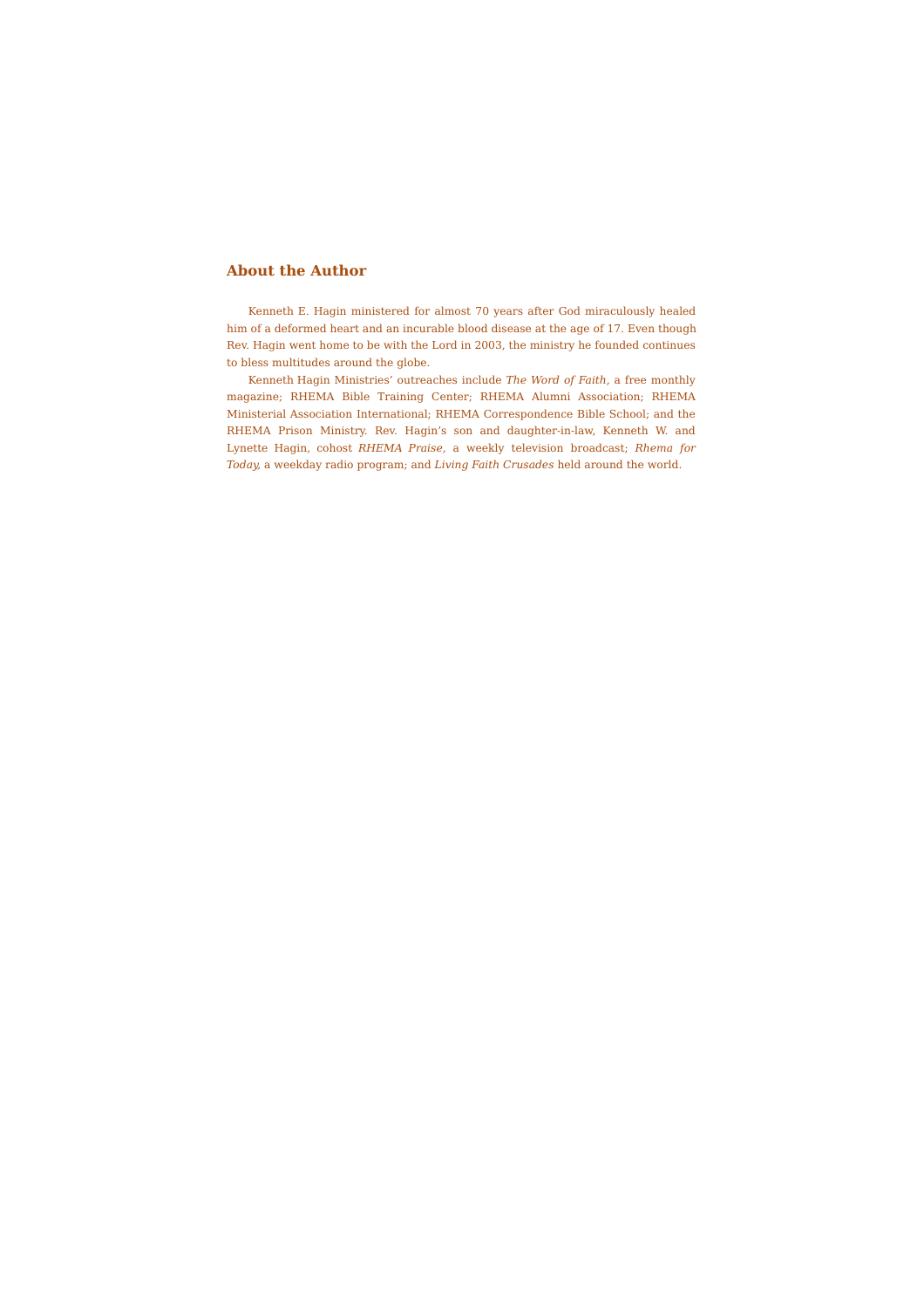## About the Author

Kenneth E. Hagin ministered for almost 70 years after God miraculously healed him of a deformed heart and an incurable blood disease at the age of 17. Even though Rev. Hagin went home to be with the Lord in 2003, the ministry he founded continues to bless multitudes around the globe.

Kenneth Hagin Ministries' outreaches include *The Word of Faith*, a free monthly magazine; RHEMA Bible Training Center; RHEMA Alumni Association; RHEMA Ministerial Association International; RHEMA Correspondence Bible School; and the RHEMA Prison Ministry. Rev. Hagin's son and daughter-in-law, Kenneth W. and Lynette Hagin, cohost *RHEMA Praise*, a weekly television broadcast; *Rhema for Today*, a weekday radio program; and *Living Faith Crusades* held around the world.